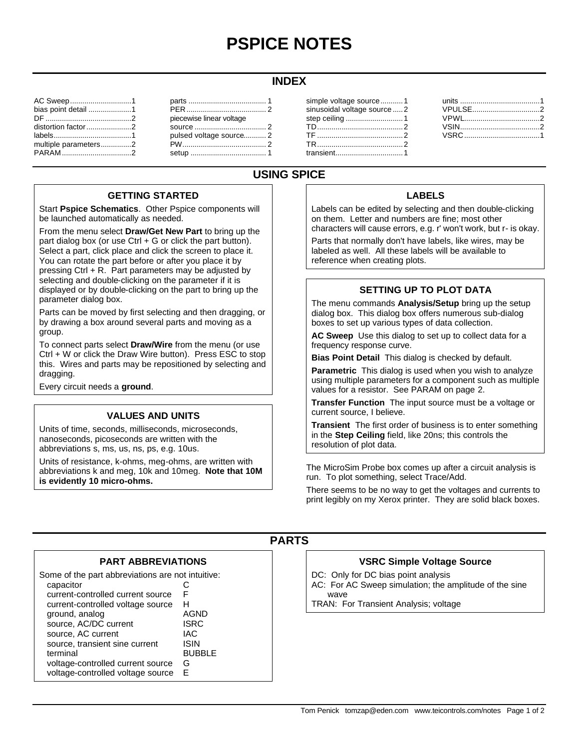# PSPICE NOTES

## INDEX

| | | | |
|---|---|---|---|
| AC Sweep ..... 1 | parts ..... 1 | simple voltage source ..... 1 | units ..... 1 |
| bias point detail ..... 1 | PER ..... 2 | sinusoidal voltage source ..... 2 | VPULSE ..... 2 |
| DF ..... 2 | piecewise linear voltage source ..... 2 | step ceiling ..... 1 | VPWL ..... 2 |
| distortion factor ..... 2 | pulsed voltage source ..... 2 | TD ..... 2 | VSIN ..... 2 |
| labels ..... 1 | PW ..... 2 | TF ..... 2 | VSRC ..... 1 |
| multiple parameters ..... 2 | setup ..... 1 | TR ..... 2 | |
| PARAM ..... 2 | | transient ..... 1 | |

## USING SPICE

### GETTING STARTED

Start **Pspice Schematics**. Other Pspice components will be launched automatically as needed.

From the menu select **Draw/Get New Part** to bring up the part dialog box (or use Ctrl + G or click the part button). Select a part, click place and click the screen to place it. You can rotate the part before or after you place it by pressing Ctrl + R. Part parameters may be adjusted by selecting and double-clicking on the parameter if it is displayed or by double-clicking on the part to bring up the parameter dialog box.

Parts can be moved by first selecting and then dragging, or by drawing a box around several parts and moving as a group.

To connect parts select **Draw/Wire** from the menu (or use Ctrl + W or click the Draw Wire button). Press ESC to stop this. Wires and parts may be repositioned by selecting and dragging.

Every circuit needs a **ground**.

### VALUES AND UNITS

Units of time, seconds, milliseconds, microseconds, nanoseconds, picoseconds are written with the abbreviations s, ms, us, ns, ps, e.g. 10us.

Units of resistance, k-ohms, meg-ohms, are written with abbreviations k and meg, 10k and 10meg. **Note that 10M is evidently 10 micro-ohms.**

### LABELS

Labels can be edited by selecting and then double-clicking on them. Letter and numbers are fine; most other characters will cause errors, e.g. r' won't work, but r- is okay.

Parts that normally don't have labels, like wires, may be labeled as well. All these labels will be available to reference when creating plots.

### SETTING UP TO PLOT DATA

The menu commands **Analysis/Setup** bring up the setup dialog box. This dialog box offers numerous sub-dialog boxes to set up various types of data collection.

**AC Sweep** Use this dialog to set up to collect data for a frequency response curve.

**Bias Point Detail** This dialog is checked by default.

**Parametric** This dialog is used when you wish to analyze using multiple parameters for a component such as multiple values for a resistor. See PARAM on page 2.

**Transfer Function** The input source must be a voltage or current source, I believe.

**Transient** The first order of business is to enter something in the **Step Ceiling** field, like 20ns; this controls the resolution of plot data.

The MicroSim Probe box comes up after a circuit analysis is run. To plot something, select Trace/Add.

There seems to be no way to get the voltages and currents to print legibly on my Xerox printer. They are solid black boxes.

## PARTS

### PART ABBREVIATIONS

Some of the part abbreviations are not intuitive:

| | |
|---|---|
| capacitor | C |
| current-controlled current source | F |
| current-controlled voltage source | H |
| ground, analog | AGND |
| source, AC/DC current | ISRC |
| source, AC current | IAC |
| source, transient sine current | ISIN |
| terminal | BUBBLE |
| voltage-controlled current source | G |
| voltage-controlled voltage source | E |

### VSRC Simple Voltage Source

DC: Only for DC bias point analysis
AC: For AC Sweep simulation; the amplitude of the sine wave
TRAN: For Transient Analysis; voltage

Tom Penick tomzap@eden.com www.teicontrols.com/notes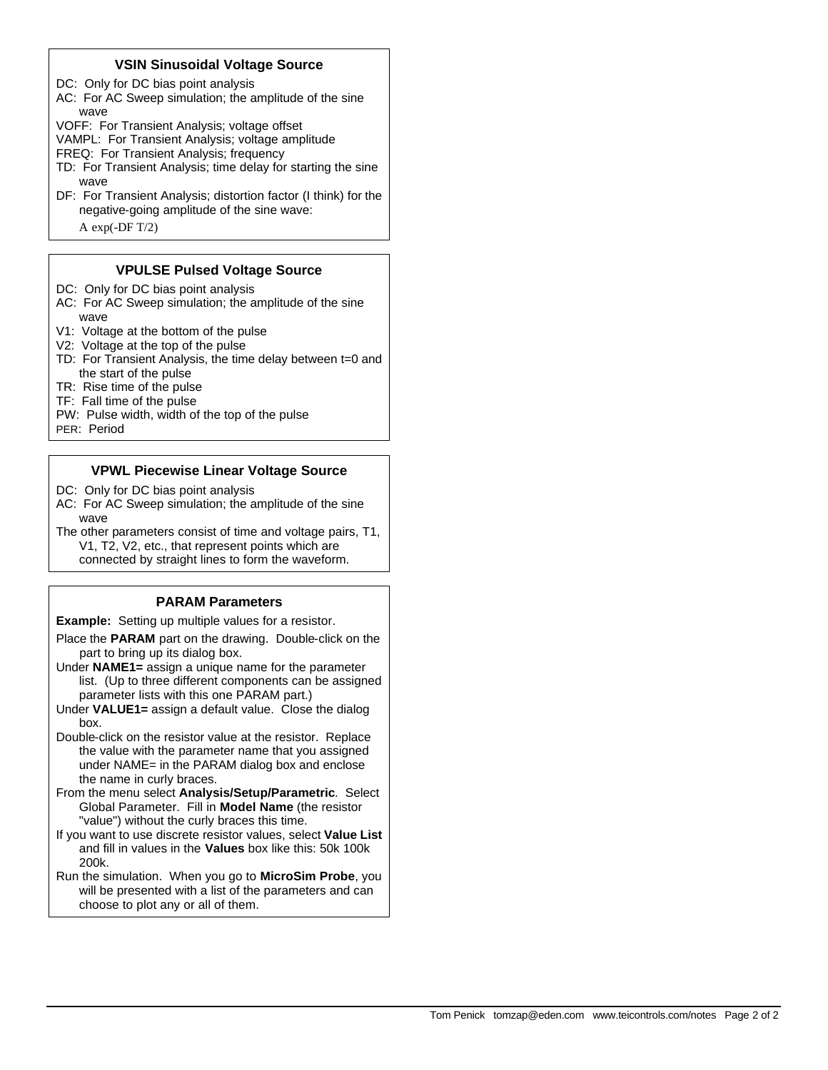### VSIN Sinusoidal Voltage Source

DC: Only for DC bias point analysis

AC: For AC Sweep simulation; the amplitude of the sine wave

VOFF: For Transient Analysis; voltage offset

VAMPL: For Transient Analysis; voltage amplitude

FREQ: For Transient Analysis; frequency

TD: For Transient Analysis; time delay for starting the sine wave

DF: For Transient Analysis; distortion factor (I think) for the negative-going amplitude of the sine wave:

$A \exp(-DF\ T/2)$

### VPULSE Pulsed Voltage Source

DC: Only for DC bias point analysis

AC: For AC Sweep simulation; the amplitude of the sine wave

V1: Voltage at the bottom of the pulse

V2: Voltage at the top of the pulse

TD: For Transient Analysis, the time delay between t=0 and the start of the pulse

TR: Rise time of the pulse

TF: Fall time of the pulse

PW: Pulse width, width of the top of the pulse

PER: Period

### VPWL Piecewise Linear Voltage Source

DC: Only for DC bias point analysis

AC: For AC Sweep simulation; the amplitude of the sine wave

The other parameters consist of time and voltage pairs, T1, V1, T2, V2, etc., that represent points which are connected by straight lines to form the waveform.

### PARAM Parameters

**Example:** Setting up multiple values for a resistor.

Place the **PARAM** part on the drawing. Double-click on the part to bring up its dialog box.

Under **NAME1=** assign a unique name for the parameter list. (Up to three different components can be assigned parameter lists with this one PARAM part.)

Under **VALUE1=** assign a default value. Close the dialog box.

Double-click on the resistor value at the resistor. Replace the value with the parameter name that you assigned under NAME= in the PARAM dialog box and enclose the name in curly braces.

From the menu select **Analysis/Setup/Parametric**. Select Global Parameter. Fill in **Model Name** (the resistor "value") without the curly braces this time.

If you want to use discrete resistor values, select **Value List** and fill in values in the **Values** box like this: 50k 100k 200k.

Run the simulation. When you go to **MicroSim Probe**, you will be presented with a list of the parameters and can choose to plot any or all of them.